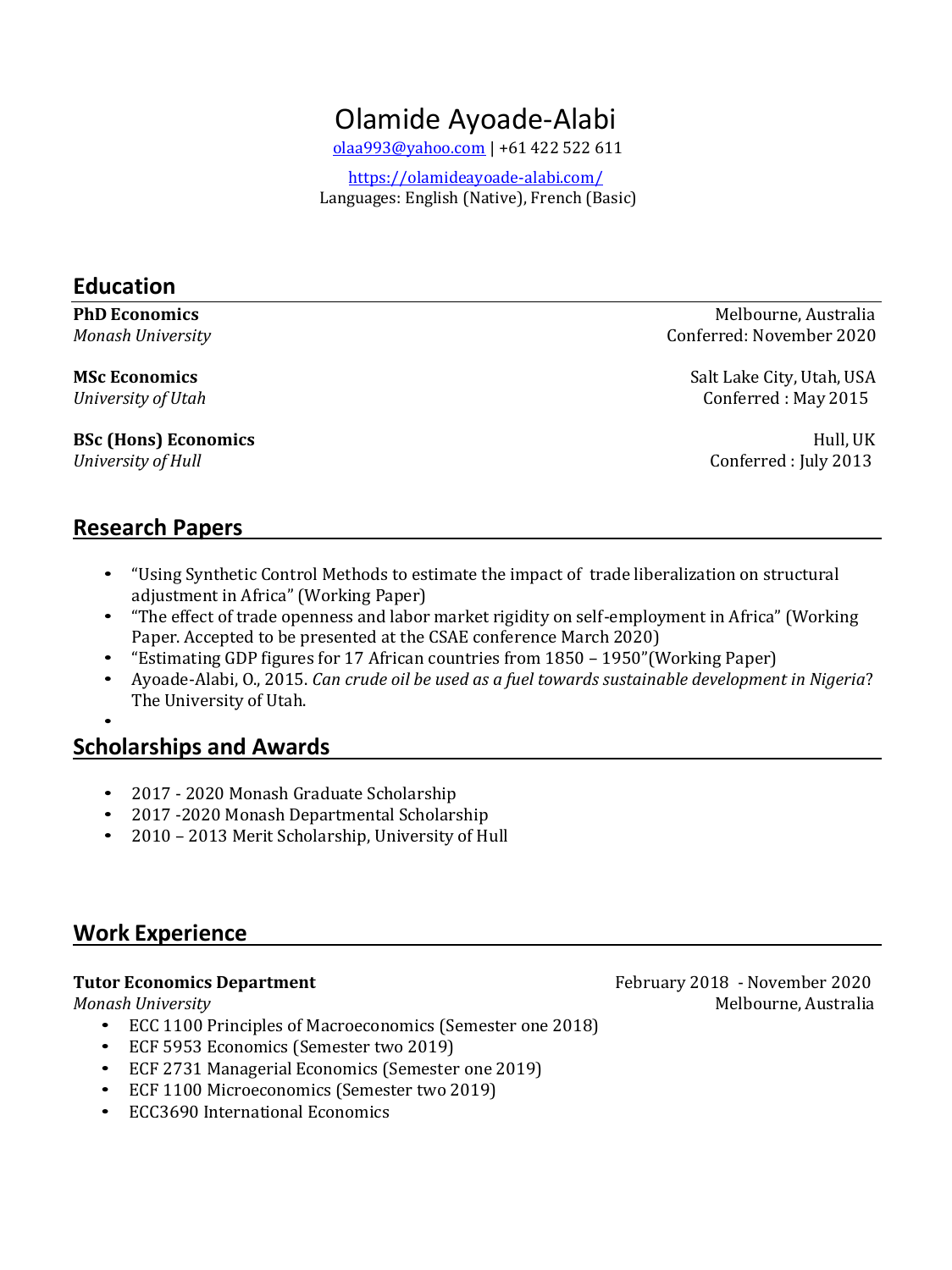# Olamide Ayoade-Alabi

olaa993@yahoo.com | +61 422 522 611

https://olamideayoade-alabi.com/

Languages: English (Native), French (Basic)

## Education

**PhD Economics** — Melbourne, Australia
*Monash University* — Conferred: November 2020

**MSc Economics** — Salt Lake City, Utah, USA
*University of Utah* — Conferred : May 2015

**BSc (Hons) Economics** — Hull, UK
*University of Hull* — Conferred : July 2013

## Research Papers

- "Using Synthetic Control Methods to estimate the impact of trade liberalization on structural adjustment in Africa" (Working Paper)
- "The effect of trade openness and labor market rigidity on self-employment in Africa" (Working Paper. Accepted to be presented at the CSAE conference March 2020)
- "Estimating GDP figures for 17 African countries from 1850 – 1950"(Working Paper)
- Ayoade-Alabi, O., 2015. *Can crude oil be used as a fuel towards sustainable development in Nigeria*? The University of Utah.

## Scholarships and Awards

- 2017 - 2020 Monash Graduate Scholarship
- 2017 -2020 Monash Departmental Scholarship
- 2010 – 2013 Merit Scholarship, University of Hull

## Work Experience

**Tutor Economics Department** — February 2018 - November 2020
*Monash University* — Melbourne, Australia

- ECC 1100 Principles of Macroeconomics (Semester one 2018)
- ECF 5953 Economics (Semester two 2019)
- ECF 2731 Managerial Economics (Semester one 2019)
- ECF 1100 Microeconomics (Semester two 2019)
- ECC3690 International Economics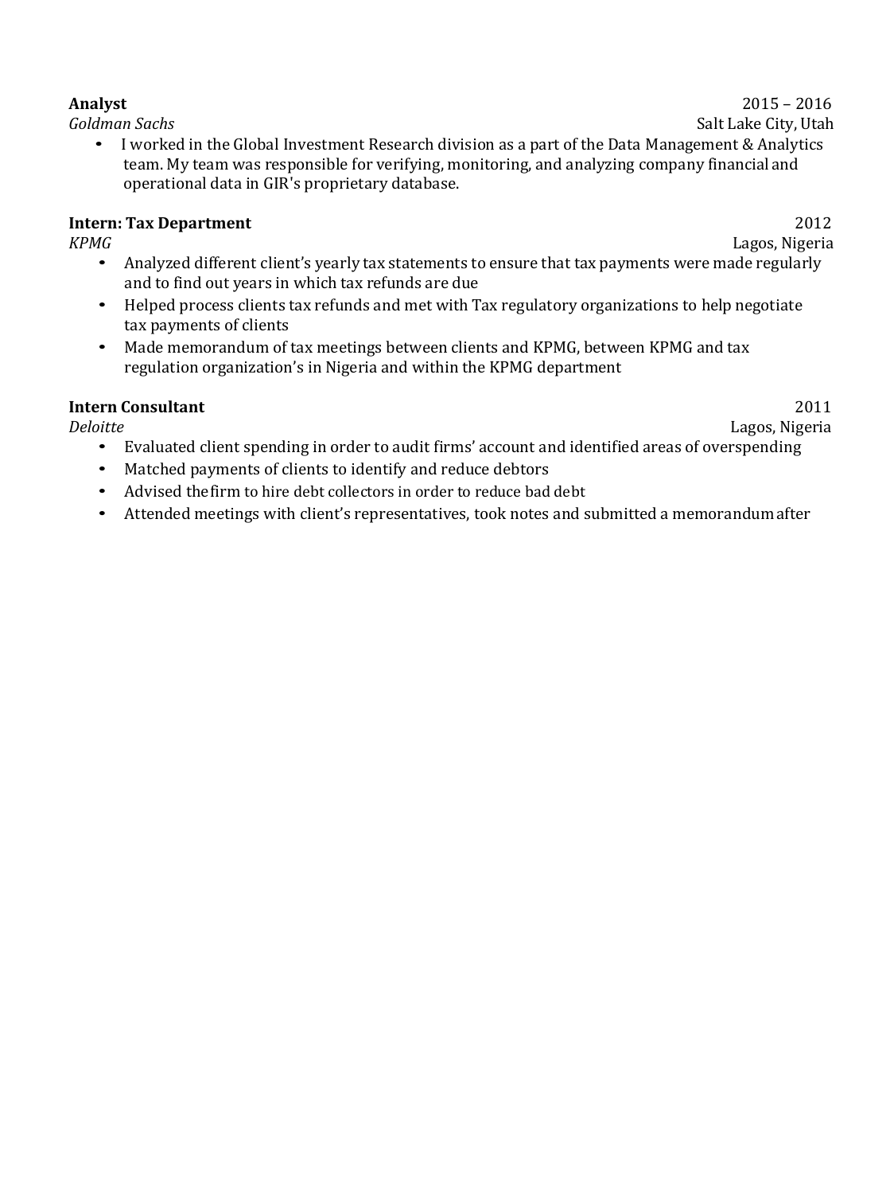**Analyst** 2015 – 2016
*Goldman Sachs* Salt Lake City, Utah

- I worked in the Global Investment Research division as a part of the Data Management & Analytics team. My team was responsible for verifying, monitoring, and analyzing company financial and operational data in GIR's proprietary database.

**Intern: Tax Department** 2012
*KPMG* Lagos, Nigeria

- Analyzed different client's yearly tax statements to ensure that tax payments were made regularly and to find out years in which tax refunds are due
- Helped process clients tax refunds and met with Tax regulatory organizations to help negotiate tax payments of clients
- Made memorandum of tax meetings between clients and KPMG, between KPMG and tax regulation organization's in Nigeria and within the KPMG department

**Intern Consultant** 2011
*Deloitte* Lagos, Nigeria

- Evaluated client spending in order to audit firms' account and identified areas of overspending
- Matched payments of clients to identify and reduce debtors
- Advised the firm to hire debt collectors in order to reduce bad debt
- Attended meetings with client's representatives, took notes and submitted a memorandum after